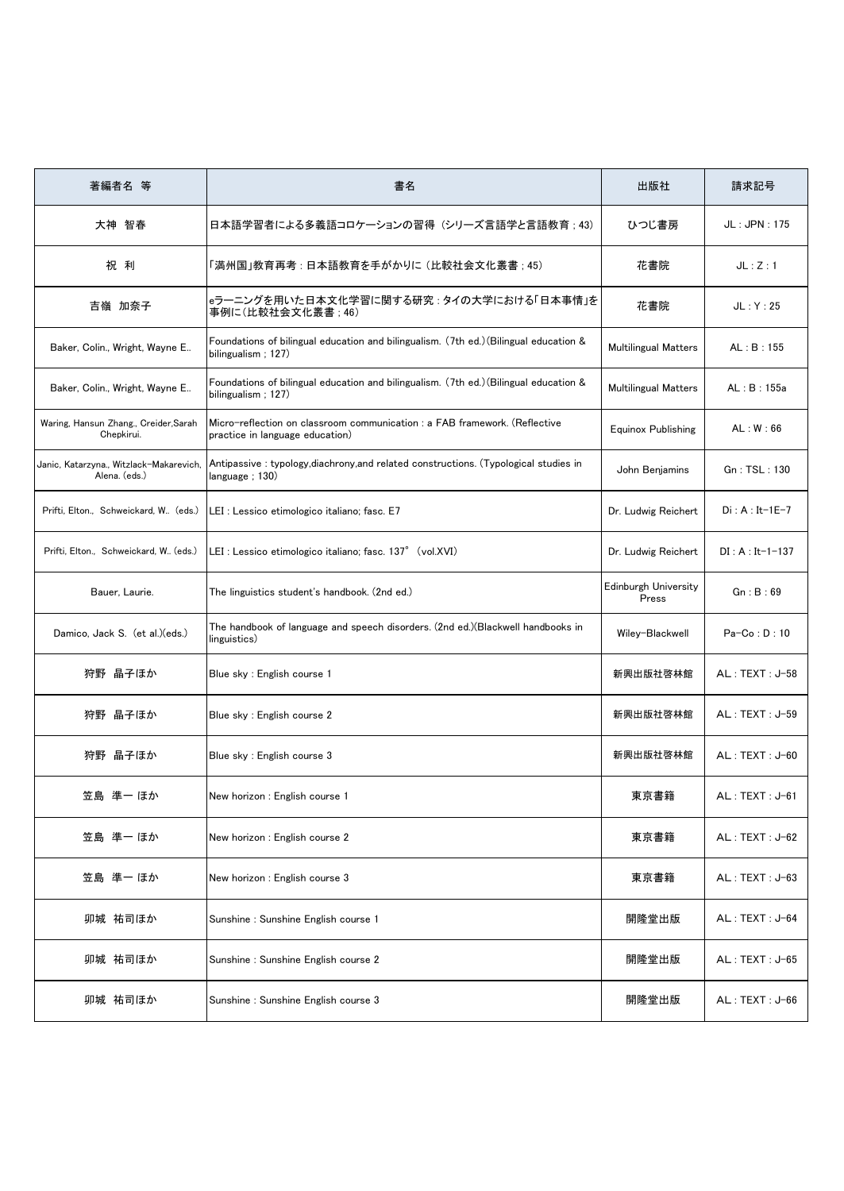| 著編者名 等 | 書名 | 出版社 | 請求記号 |
|---|---|---|---|
| 大神 智春 | 日本語学習者による多義語コロケーションの習得 (シリーズ言語学と言語教育 ; 43) | ひつじ書房 | JL : JPN : 175 |
| 祝 利 | 「満州国」教育再考 : 日本語教育を手がかりに (比較社会文化叢書 ; 45) | 花書院 | JL : Z : 1 |
| 吉嶺 加奈子 | eラーニングを用いた日本文化学習に関する研究 : タイの大学における「日本事情」を事例に(比較社会文化叢書 ; 46) | 花書院 | JL : Y : 25 |
| Baker, Colin., Wright, Wayne E.. | Foundations of bilingual education and bilingualism. (7th ed.)(Bilingual education & bilingualism ; 127) | Multilingual Matters | AL : B : 155 |
| Baker, Colin., Wright, Wayne E.. | Foundations of bilingual education and bilingualism. (7th ed.)(Bilingual education & bilingualism ; 127) | Multilingual Matters | AL : B : 155a |
| Waring, Hansun Zhang., Creider,Sarah Chepkirui. | Micro-reflection on classroom communication : a FAB framework. (Reflective practice in language education) | Equinox Publishing | AL : W : 66 |
| Janic, Katarzyna., Witzlack-Makarevich, Alena. (eds.) | Antipassive : typology,diachrony,and related constructions. (Typological studies in language ; 130) | John Benjamins | Gn : TSL : 130 |
| Prifti, Elton., Schweickard, W.. (eds.) | LEI : Lessico etimologico italiano; fasc. E7 | Dr. Ludwig Reichert | Di : A : It-1E-7 |
| Prifti, Elton., Schweickard, W.. (eds.) | LEI : Lessico etimologico italiano; fasc. 137° (vol.XVI) | Dr. Ludwig Reichert | DI : A : It-1-137 |
| Bauer, Laurie. | The linguistics student's handbook. (2nd ed.) | Edinburgh University Press | Gn : B : 69 |
| Damico, Jack S. (et al.)(eds.) | The handbook of language and speech disorders. (2nd ed.)(Blackwell handbooks in linguistics) | Wiley-Blackwell | Pa-Co : D : 10 |
| 狩野 晶子ほか | Blue sky : English course 1 | 新興出版社啓林館 | AL : TEXT : J-58 |
| 狩野 晶子ほか | Blue sky : English course 2 | 新興出版社啓林館 | AL : TEXT : J-59 |
| 狩野 晶子ほか | Blue sky : English course 3 | 新興出版社啓林館 | AL : TEXT : J-60 |
| 笠島 準一 ほか | New horizon : English course 1 | 東京書籍 | AL : TEXT : J-61 |
| 笠島 準一 ほか | New horizon : English course 2 | 東京書籍 | AL : TEXT : J-62 |
| 笠島 準一 ほか | New horizon : English course 3 | 東京書籍 | AL : TEXT : J-63 |
| 卯城 祐司ほか | Sunshine : Sunshine English course 1 | 開隆堂出版 | AL : TEXT : J-64 |
| 卯城 祐司ほか | Sunshine : Sunshine English course 2 | 開隆堂出版 | AL : TEXT : J-65 |
| 卯城 祐司ほか | Sunshine : Sunshine English course 3 | 開隆堂出版 | AL : TEXT : J-66 |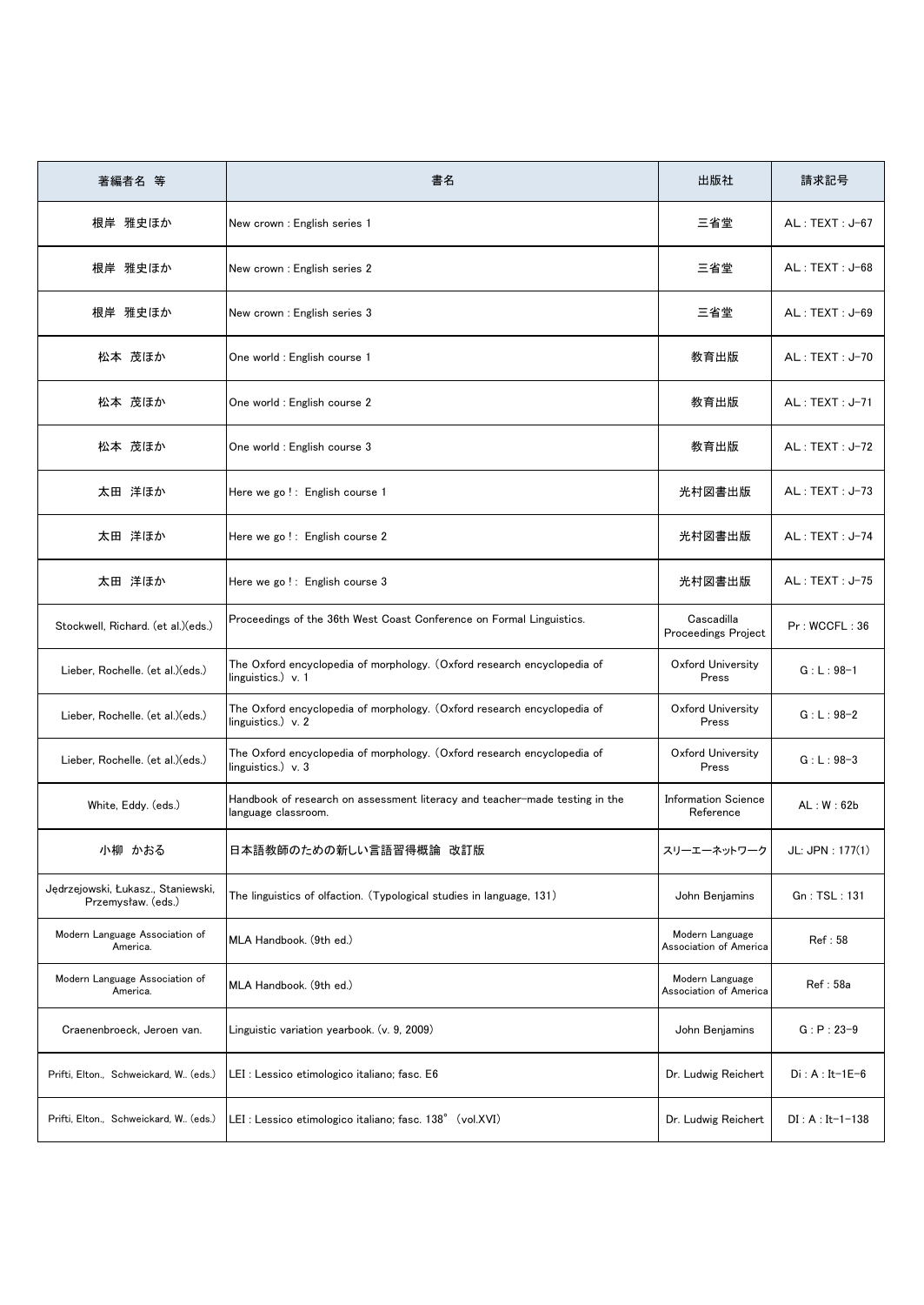| 著編者名 等 | 書名 | 出版社 | 請求記号 |
| --- | --- | --- | --- |
| 根岸 雅史ほか | New crown : English series 1 | 三省堂 | AL : TEXT : J-67 |
| 根岸 雅史ほか | New crown : English series 2 | 三省堂 | AL : TEXT : J-68 |
| 根岸 雅史ほか | New crown : English series 3 | 三省堂 | AL : TEXT : J-69 |
| 松本 茂ほか | One world : English course 1 | 教育出版 | AL : TEXT : J-70 |
| 松本 茂ほか | One world : English course 2 | 教育出版 | AL : TEXT : J-71 |
| 松本 茂ほか | One world : English course 3 | 教育出版 | AL : TEXT : J-72 |
| 太田 洋ほか | Here we go ! : English course 1 | 光村図書出版 | AL : TEXT : J-73 |
| 太田 洋ほか | Here we go ! : English course 2 | 光村図書出版 | AL : TEXT : J-74 |
| 太田 洋ほか | Here we go ! : English course 3 | 光村図書出版 | AL : TEXT : J-75 |
| Stockwell, Richard. (et al.)(eds.) | Proceedings of the 36th West Coast Conference on Formal Linguistics. | Cascadilla Proceedings Project | Pr : WCCFL : 36 |
| Lieber, Rochelle. (et al.)(eds.) | The Oxford encyclopedia of morphology. (Oxford research encyclopedia of linguistics.) v. 1 | Oxford University Press | G : L : 98-1 |
| Lieber, Rochelle. (et al.)(eds.) | The Oxford encyclopedia of morphology. (Oxford research encyclopedia of linguistics.) v. 2 | Oxford University Press | G : L : 98-2 |
| Lieber, Rochelle. (et al.)(eds.) | The Oxford encyclopedia of morphology. (Oxford research encyclopedia of linguistics.) v. 3 | Oxford University Press | G : L : 98-3 |
| White, Eddy. (eds.) | Handbook of research on assessment literacy and teacher-made testing in the language classroom. | Information Science Reference | AL : W : 62b |
| 小柳 かおる | 日本語教師のための新しい言語習得概論 改訂版 | スリーエーネットワーク | JL: JPN : 177(1) |
| Jędrzejowski, Łukasz., Staniewski, Przemysław. (eds.) | The linguistics of olfaction. (Typological studies in language, 131) | John Benjamins | Gn : TSL : 131 |
| Modern Language Association of America. | MLA Handbook. (9th ed.) | Modern Language Association of America | Ref : 58 |
| Modern Language Association of America. | MLA Handbook. (9th ed.) | Modern Language Association of America | Ref : 58a |
| Craenenbroeck, Jeroen van. | Linguistic variation yearbook. (v. 9, 2009) | John Benjamins | G : P : 23-9 |
| Prifti, Elton., Schweickard, W.. (eds.) | LEI : Lessico etimologico italiano; fasc. E6 | Dr. Ludwig Reichert | Di : A : It-1E-6 |
| Prifti, Elton., Schweickard, W.. (eds.) | LEI : Lessico etimologico italiano; fasc. 138° (vol.XVI) | Dr. Ludwig Reichert | DI : A : It-1-138 |